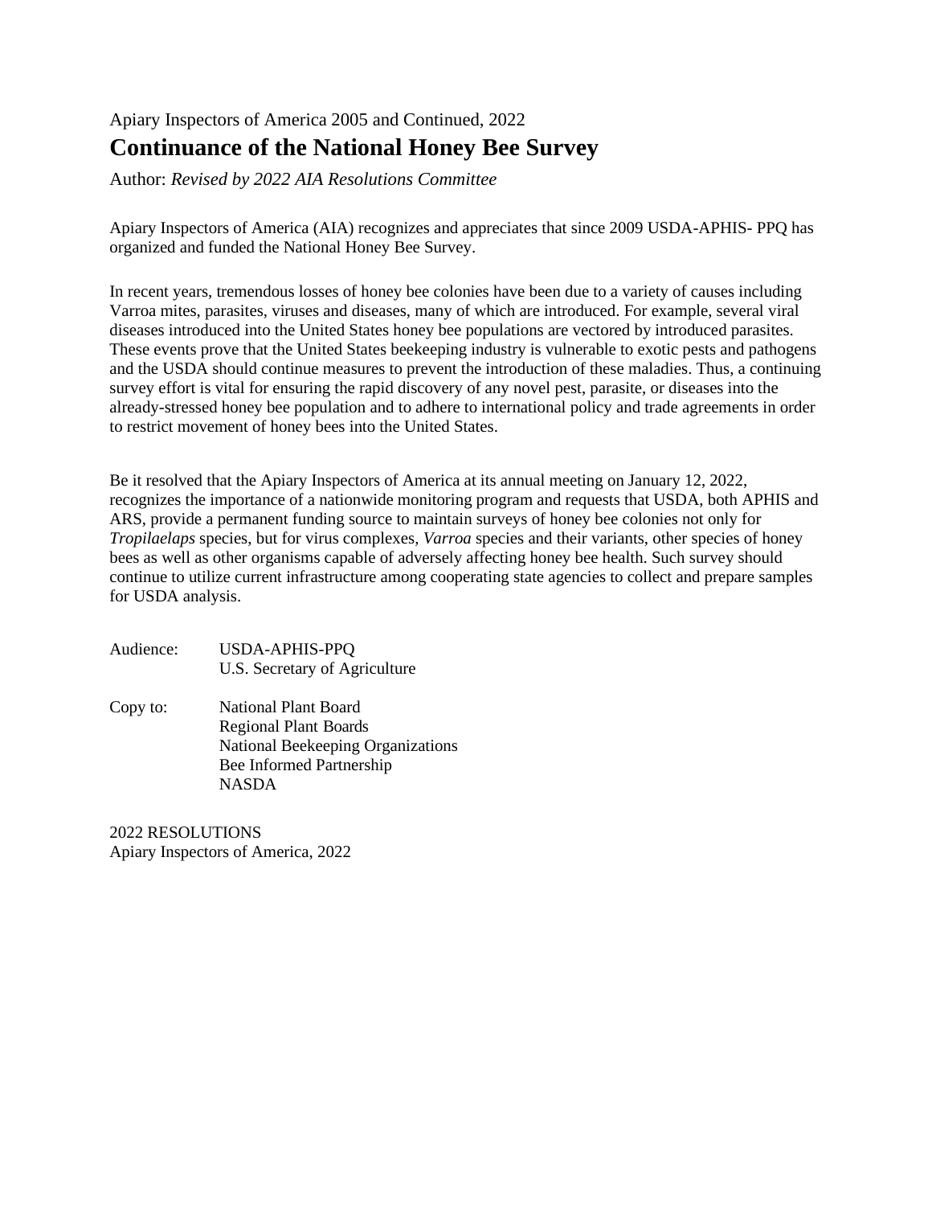Apiary Inspectors of America 2005 and Continued, 2022

# Continuance of the National Honey Bee Survey

Author: *Revised by 2022 AIA Resolutions Committee*

Apiary Inspectors of America (AIA) recognizes and appreciates that since 2009 USDA-APHIS- PPQ has organized and funded the National Honey Bee Survey.

In recent years, tremendous losses of honey bee colonies have been due to a variety of causes including Varroa mites, parasites, viruses and diseases, many of which are introduced. For example, several viral diseases introduced into the United States honey bee populations are vectored by introduced parasites. These events prove that the United States beekeeping industry is vulnerable to exotic pests and pathogens and the USDA should continue measures to prevent the introduction of these maladies. Thus, a continuing survey effort is vital for ensuring the rapid discovery of any novel pest, parasite, or diseases into the already-stressed honey bee population and to adhere to international policy and trade agreements in order to restrict movement of honey bees into the United States.

Be it resolved that the Apiary Inspectors of America at its annual meeting on January 12, 2022, recognizes the importance of a nationwide monitoring program and requests that USDA, both APHIS and ARS, provide a permanent funding source to maintain surveys of honey bee colonies not only for *Tropilaelaps* species, but for virus complexes, *Varroa* species and their variants, other species of honey bees as well as other organisms capable of adversely affecting honey bee health. Such survey should continue to utilize current infrastructure among cooperating state agencies to collect and prepare samples for USDA analysis.

Audience:
- USDA-APHIS-PPQ
- U.S. Secretary of Agriculture

Copy to:
- National Plant Board
- Regional Plant Boards
- National Beekeeping Organizations
- Bee Informed Partnership
- NASDA

2022 RESOLUTIONS
Apiary Inspectors of America, 2022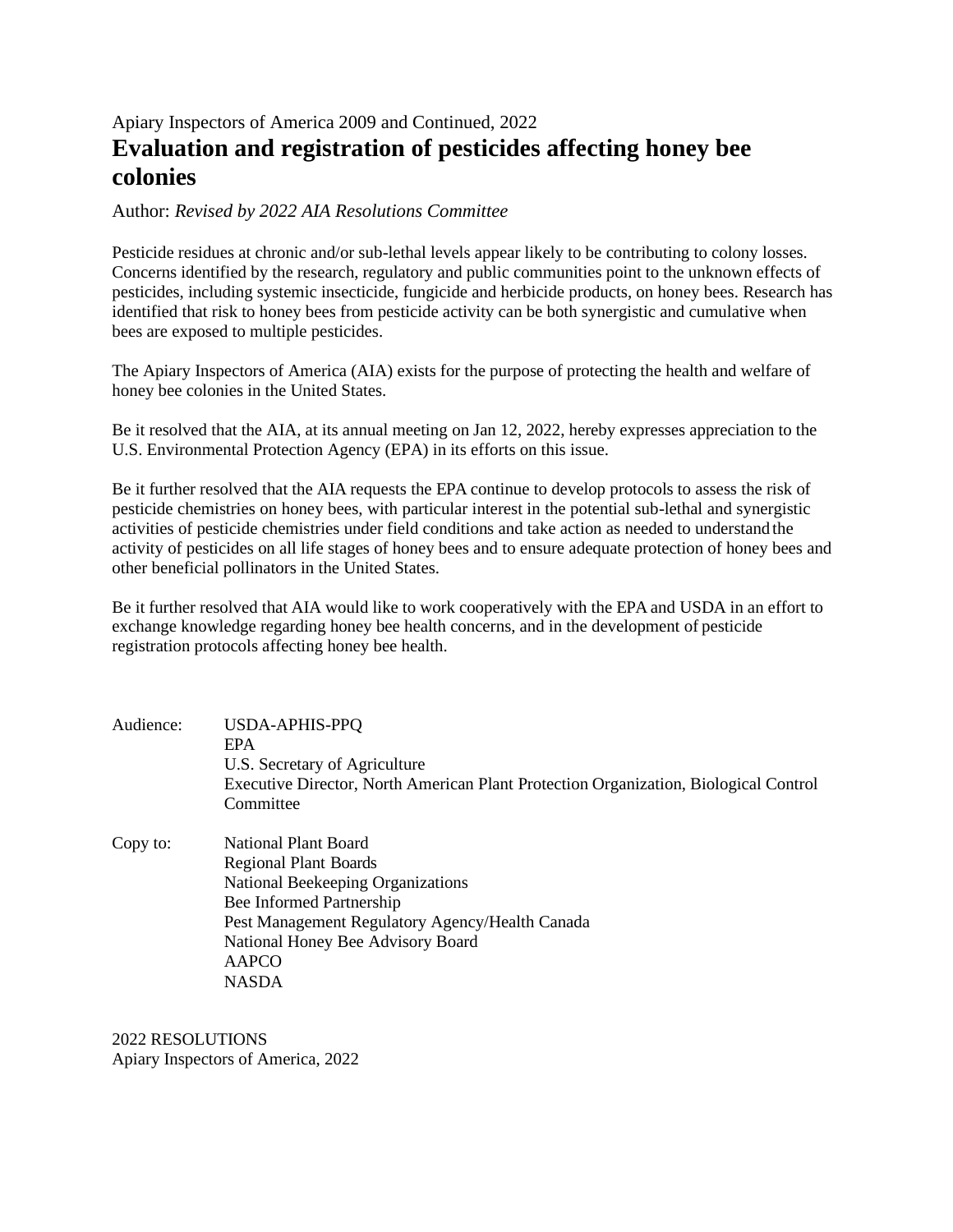Apiary Inspectors of America 2009 and Continued, 2022

# Evaluation and registration of pesticides affecting honey bee colonies

Author: *Revised by 2022 AIA Resolutions Committee*

Pesticide residues at chronic and/or sub-lethal levels appear likely to be contributing to colony losses. Concerns identified by the research, regulatory and public communities point to the unknown effects of pesticides, including systemic insecticide, fungicide and herbicide products, on honey bees. Research has identified that risk to honey bees from pesticide activity can be both synergistic and cumulative when bees are exposed to multiple pesticides.

The Apiary Inspectors of America (AIA) exists for the purpose of protecting the health and welfare of honey bee colonies in the United States.

Be it resolved that the AIA, at its annual meeting on Jan 12, 2022, hereby expresses appreciation to the U.S. Environmental Protection Agency (EPA) in its efforts on this issue.

Be it further resolved that the AIA requests the EPA continue to develop protocols to assess the risk of pesticide chemistries on honey bees, with particular interest in the potential sub-lethal and synergistic activities of pesticide chemistries under field conditions and take action as needed to understand the activity of pesticides on all life stages of honey bees and to ensure adequate protection of honey bees and other beneficial pollinators in the United States.

Be it further resolved that AIA would like to work cooperatively with the EPA and USDA in an effort to exchange knowledge regarding honey bee health concerns, and in the development of pesticide registration protocols affecting honey bee health.

Audience:
- USDA-APHIS-PPQ
- EPA
- U.S. Secretary of Agriculture
- Executive Director, North American Plant Protection Organization, Biological Control Committee

Copy to:
- National Plant Board
- Regional Plant Boards
- National Beekeeping Organizations
- Bee Informed Partnership
- Pest Management Regulatory Agency/Health Canada
- National Honey Bee Advisory Board
- AAPCO
- NASDA

2022 RESOLUTIONS
Apiary Inspectors of America, 2022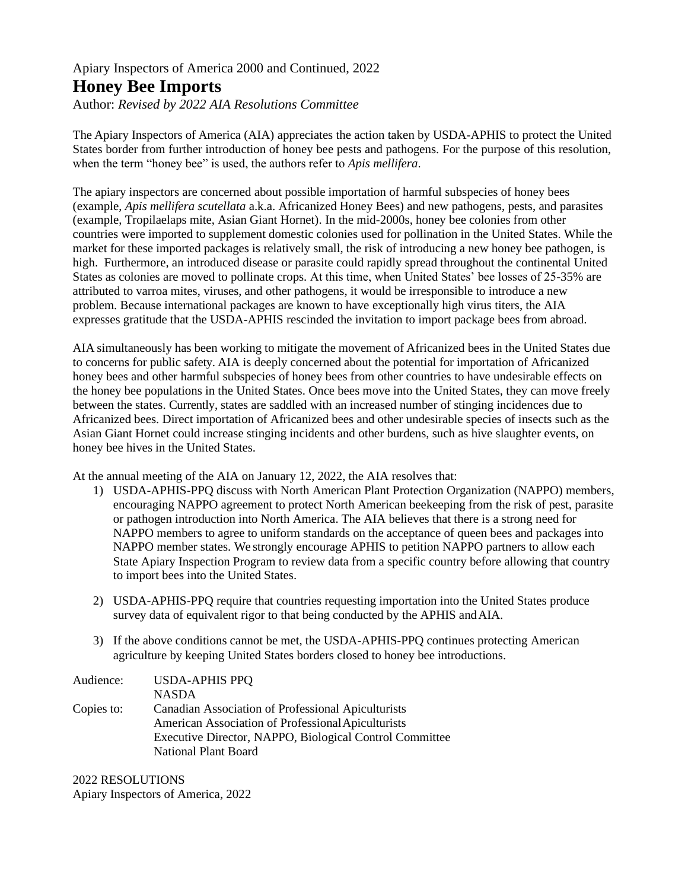Apiary Inspectors of America 2000 and Continued, 2022

# Honey Bee Imports

Author: *Revised by 2022 AIA Resolutions Committee*

The Apiary Inspectors of America (AIA) appreciates the action taken by USDA-APHIS to protect the United States border from further introduction of honey bee pests and pathogens. For the purpose of this resolution, when the term "honey bee" is used, the authors refer to *Apis mellifera*.

The apiary inspectors are concerned about possible importation of harmful subspecies of honey bees (example, *Apis mellifera scutellata* a.k.a. Africanized Honey Bees) and new pathogens, pests, and parasites (example, Tropilaelaps mite, Asian Giant Hornet). In the mid-2000s, honey bee colonies from other countries were imported to supplement domestic colonies used for pollination in the United States. While the market for these imported packages is relatively small, the risk of introducing a new honey bee pathogen, is high. Furthermore, an introduced disease or parasite could rapidly spread throughout the continental United States as colonies are moved to pollinate crops. At this time, when United States' bee losses of 25-35% are attributed to varroa mites, viruses, and other pathogens, it would be irresponsible to introduce a new problem. Because international packages are known to have exceptionally high virus titers, the AIA expresses gratitude that the USDA-APHIS rescinded the invitation to import package bees from abroad.

AIA simultaneously has been working to mitigate the movement of Africanized bees in the United States due to concerns for public safety. AIA is deeply concerned about the potential for importation of Africanized honey bees and other harmful subspecies of honey bees from other countries to have undesirable effects on the honey bee populations in the United States. Once bees move into the United States, they can move freely between the states. Currently, states are saddled with an increased number of stinging incidences due to Africanized bees. Direct importation of Africanized bees and other undesirable species of insects such as the Asian Giant Hornet could increase stinging incidents and other burdens, such as hive slaughter events, on honey bee hives in the United States.

At the annual meeting of the AIA on January 12, 2022, the AIA resolves that:

1) USDA-APHIS-PPQ discuss with North American Plant Protection Organization (NAPPO) members, encouraging NAPPO agreement to protect North American beekeeping from the risk of pest, parasite or pathogen introduction into North America. The AIA believes that there is a strong need for NAPPO members to agree to uniform standards on the acceptance of queen bees and packages into NAPPO member states. We strongly encourage APHIS to petition NAPPO partners to allow each State Apiary Inspection Program to review data from a specific country before allowing that country to import bees into the United States.

2) USDA-APHIS-PPQ require that countries requesting importation into the United States produce survey data of equivalent rigor to that being conducted by the APHIS and AIA.

3) If the above conditions cannot be met, the USDA-APHIS-PPQ continues protecting American agriculture by keeping United States borders closed to honey bee introductions.

Audience: USDA-APHIS PPQ
NASDA

Copies to: Canadian Association of Professional Apiculturists
American Association of Professional Apiculturists
Executive Director, NAPPO, Biological Control Committee
National Plant Board

2022 RESOLUTIONS
Apiary Inspectors of America, 2022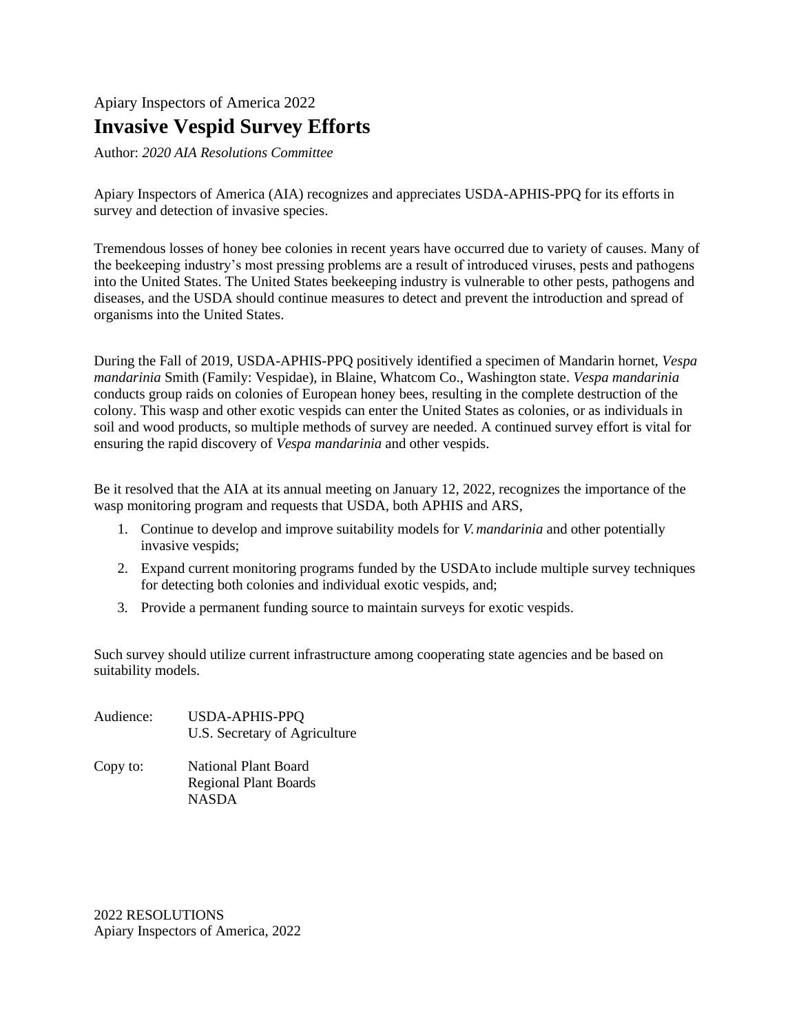Apiary Inspectors of America 2022

# Invasive Vespid Survey Efforts

Author: *2020 AIA Resolutions Committee*

Apiary Inspectors of America (AIA) recognizes and appreciates USDA-APHIS-PPQ for its efforts in survey and detection of invasive species.

Tremendous losses of honey bee colonies in recent years have occurred due to variety of causes. Many of the beekeeping industry's most pressing problems are a result of introduced viruses, pests and pathogens into the United States. The United States beekeeping industry is vulnerable to other pests, pathogens and diseases, and the USDA should continue measures to detect and prevent the introduction and spread of organisms into the United States.

During the Fall of 2019, USDA-APHIS-PPQ positively identified a specimen of Mandarin hornet, *Vespa mandarinia* Smith (Family: Vespidae), in Blaine, Whatcom Co., Washington state. *Vespa mandarinia* conducts group raids on colonies of European honey bees, resulting in the complete destruction of the colony. This wasp and other exotic vespids can enter the United States as colonies, or as individuals in soil and wood products, so multiple methods of survey are needed. A continued survey effort is vital for ensuring the rapid discovery of *Vespa mandarinia* and other vespids.

Be it resolved that the AIA at its annual meeting on January 12, 2022, recognizes the importance of the wasp monitoring program and requests that USDA, both APHIS and ARS,

1. Continue to develop and improve suitability models for *V. mandarinia* and other potentially invasive vespids;
2. Expand current monitoring programs funded by the USDA to include multiple survey techniques for detecting both colonies and individual exotic vespids, and;
3. Provide a permanent funding source to maintain surveys for exotic vespids.

Such survey should utilize current infrastructure among cooperating state agencies and be based on suitability models.

Audience: USDA-APHIS-PPQ
U.S. Secretary of Agriculture

Copy to: National Plant Board
Regional Plant Boards
NASDA

2022 RESOLUTIONS
Apiary Inspectors of America, 2022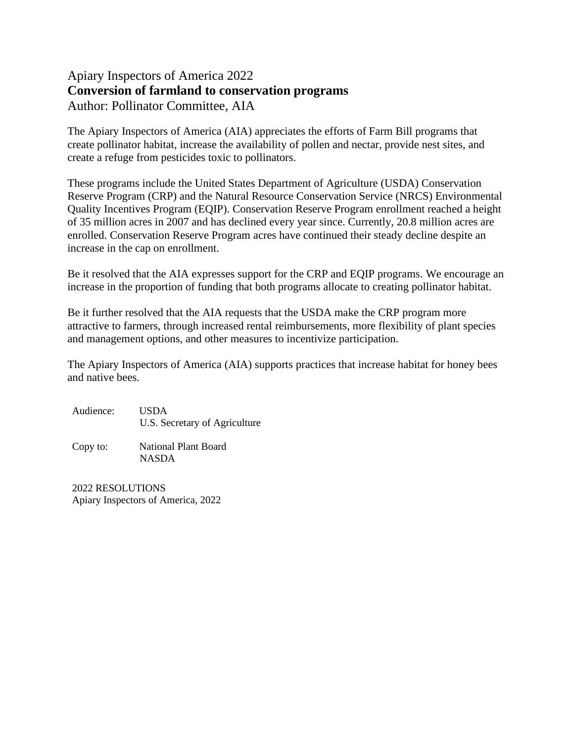Apiary Inspectors of America 2022

**Conversion of farmland to conservation programs**

Author: Pollinator Committee, AIA

The Apiary Inspectors of America (AIA) appreciates the efforts of Farm Bill programs that create pollinator habitat, increase the availability of pollen and nectar, provide nest sites, and create a refuge from pesticides toxic to pollinators.

These programs include the United States Department of Agriculture (USDA) Conservation Reserve Program (CRP) and the Natural Resource Conservation Service (NRCS) Environmental Quality Incentives Program (EQIP). Conservation Reserve Program enrollment reached a height of 35 million acres in 2007 and has declined every year since. Currently, 20.8 million acres are enrolled. Conservation Reserve Program acres have continued their steady decline despite an increase in the cap on enrollment.

Be it resolved that the AIA expresses support for the CRP and EQIP programs. We encourage an increase in the proportion of funding that both programs allocate to creating pollinator habitat.

Be it further resolved that the AIA requests that the USDA make the CRP program more attractive to farmers, through increased rental reimbursements, more flexibility of plant species and management options, and other measures to incentivize participation.

The Apiary Inspectors of America (AIA) supports practices that increase habitat for honey bees and native bees.

| | |
|---|---|
| Audience: | USDA<br>U.S. Secretary of Agriculture |
| Copy to: | National Plant Board<br>NASDA |

2022 RESOLUTIONS

Apiary Inspectors of America, 2022